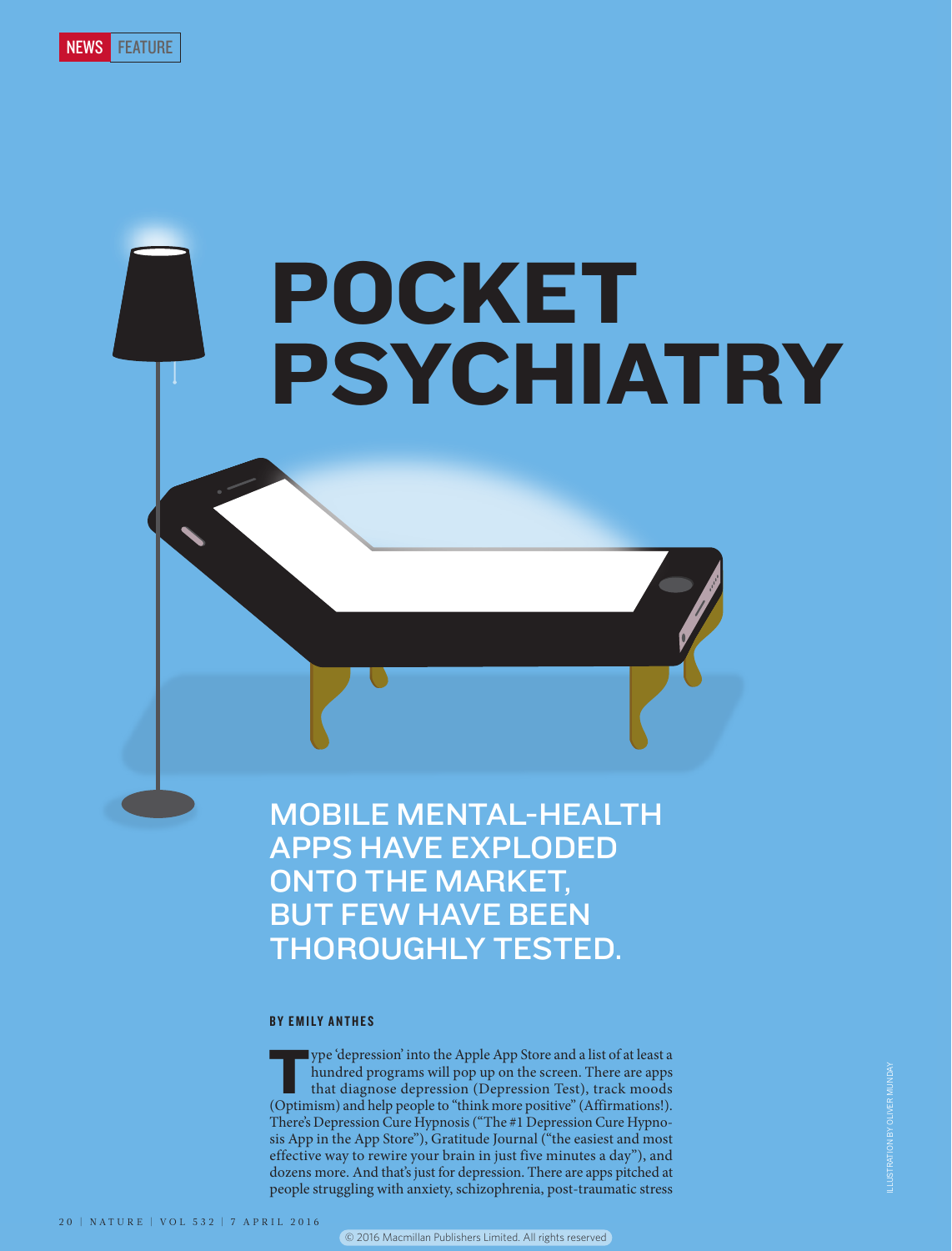NEWS FEATURE

# POCKET PSYCHIATRY

## MOBILE MENTAL-HEALTH APPS HAVE EXPLODED ONTO THE MARKET, BUT FEW HAVE BEEN THOROUGHLY TESTED.

**BY EMILY ANTHES**

Type 'depression' into the Apple App Store and a list of at least a hundred programs will pop up on the screen. There are apps that diagnose depression (Depression Test), track moods (Optimism) and help people to "think more positive" (Affirmations!). There's Depression Cure Hypnosis ("The #1 Depression Cure Hypnosis App in the App Store"), Gratitude Journal ("the easiest and most effective way to rewire your brain in just five minutes a day"), and dozens more. And that's just for depression. There are apps pitched at people struggling with anxiety, schizophrenia, post-traumatic stress

ILLUSTRATION BY OLIVER MUNDAY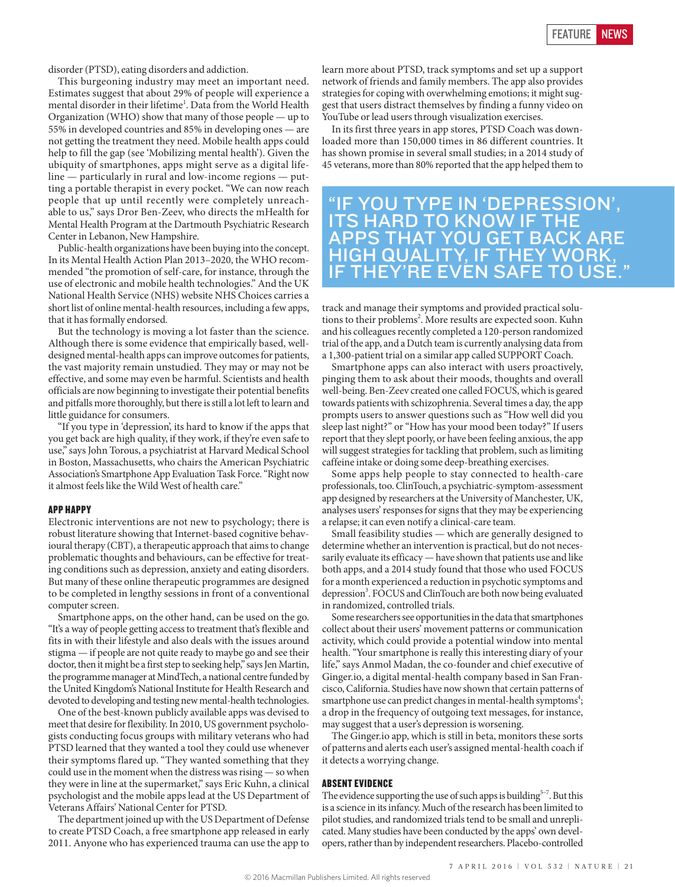disorder (PTSD), eating disorders and addiction.

This burgeoning industry may meet an important need. Estimates suggest that about 29% of people will experience a mental disorder in their lifetime[1]. Data from the World Health Organization (WHO) show that many of those people — up to 55% in developed countries and 85% in developing ones — are not getting the treatment they need. Mobile health apps could help to fill the gap (see 'Mobilizing mental health'). Given the ubiquity of smartphones, apps might serve as a digital lifeline — particularly in rural and low-income regions — putting a portable therapist in every pocket. "We can now reach people that up until recently were completely unreachable to us," says Dror Ben-Zeev, who directs the mHealth for Mental Health Program at the Dartmouth Psychiatric Research Center in Lebanon, New Hampshire.

Public-health organizations have been buying into the concept. In its Mental Health Action Plan 2013–2020, the WHO recommended "the promotion of self-care, for instance, through the use of electronic and mobile health technologies." And the UK National Health Service (NHS) website NHS Choices carries a short list of online mental-health resources, including a few apps, that it has formally endorsed.

But the technology is moving a lot faster than the science. Although there is some evidence that empirically based, well-designed mental-health apps can improve outcomes for patients, the vast majority remain unstudied. They may or may not be effective, and some may even be harmful. Scientists and health officials are now beginning to investigate their potential benefits and pitfalls more thoroughly, but there is still a lot left to learn and little guidance for consumers.

"If you type in 'depression', its hard to know if the apps that you get back are high quality, if they work, if they're even safe to use," says John Torous, a psychiatrist at Harvard Medical School in Boston, Massachusetts, who chairs the American Psychiatric Association's Smartphone App Evaluation Task Force. "Right now it almost feels like the Wild West of health care."

### APP HAPPY

Electronic interventions are not new to psychology; there is robust literature showing that Internet-based cognitive behavioural therapy (CBT), a therapeutic approach that aims to change problematic thoughts and behaviours, can be effective for treating conditions such as depression, anxiety and eating disorders. But many of these online therapeutic programmes are designed to be completed in lengthy sessions in front of a conventional computer screen.

Smartphone apps, on the other hand, can be used on the go. "It's a way of people getting access to treatment that's flexible and fits in with their lifestyle and also deals with the issues around stigma — if people are not quite ready to maybe go and see their doctor, then it might be a first step to seeking help," says Jen Martin, the programme manager at MindTech, a national centre funded by the United Kingdom's National Institute for Health Research and devoted to developing and testing new mental-health technologies.

One of the best-known publicly available apps was devised to meet that desire for flexibility. In 2010, US government psychologists conducting focus groups with military veterans who had PTSD learned that they wanted a tool they could use whenever their symptoms flared up. "They wanted something that they could use in the moment when the distress was rising — so when they were in line at the supermarket," says Eric Kuhn, a clinical psychologist and the mobile apps lead at the US Department of Veterans Affairs' National Center for PTSD.

The department joined up with the US Department of Defense to create PTSD Coach, a free smartphone app released in early 2011. Anyone who has experienced trauma can use the app to learn more about PTSD, track symptoms and set up a support network of friends and family members. The app also provides strategies for coping with overwhelming emotions; it might suggest that users distract themselves by finding a funny video on YouTube or lead users through visualization exercises.

In its first three years in app stores, PTSD Coach was downloaded more than 150,000 times in 86 different countries. It has shown promise in several small studies; in a 2014 study of 45 veterans, more than 80% reported that the app helped them to track and manage their symptoms and provided practical solutions to their problems[2]. More results are expected soon. Kuhn and his colleagues recently completed a 120-person randomized trial of the app, and a Dutch team is currently analysing data from a 1,300-patient trial on a similar app called SUPPORT Coach.

> "IF YOU TYPE IN 'DEPRESSION', ITS HARD TO KNOW IF THE APPS THAT YOU GET BACK ARE HIGH QUALITY, IF THEY WORK, IF THEY'RE EVEN SAFE TO USE."

Smartphone apps can also interact with users proactively, pinging them to ask about their moods, thoughts and overall well-being. Ben-Zeev created one called FOCUS, which is geared towards patients with schizophrenia. Several times a day, the app prompts users to answer questions such as "How well did you sleep last night?" or "How has your mood been today?" If users report that they slept poorly, or have been feeling anxious, the app will suggest strategies for tackling that problem, such as limiting caffeine intake or doing some deep-breathing exercises.

Some apps help people to stay connected to health-care professionals, too. ClinTouch, a psychiatric-symptom-assessment app designed by researchers at the University of Manchester, UK, analyses users' responses for signs that they may be experiencing a relapse; it can even notify a clinical-care team.

Small feasibility studies — which are generally designed to determine whether an intervention is practical, but do not necessarily evaluate its efficacy — have shown that patients use and like both apps, and a 2014 study found that those who used FOCUS for a month experienced a reduction in psychotic symptoms and depression[3]. FOCUS and ClinTouch are both now being evaluated in randomized, controlled trials.

Some researchers see opportunities in the data that smartphones collect about their users' movement patterns or communication activity, which could provide a potential window into mental health. "Your smartphone is really this interesting diary of your life," says Anmol Madan, the co-founder and chief executive of Ginger.io, a digital mental-health company based in San Francisco, California. Studies have now shown that certain patterns of smartphone use can predict changes in mental-health symptoms[4]; a drop in the frequency of outgoing text messages, for instance, may suggest that a user's depression is worsening.

The Ginger.io app, which is still in beta, monitors these sorts of patterns and alerts each user's assigned mental-health coach if it detects a worrying change.

### ABSENT EVIDENCE

The evidence supporting the use of such apps is building[5–7]. But this is a science in its infancy. Much of the research has been limited to pilot studies, and randomized trials tend to be small and unreplicated. Many studies have been conducted by the apps' own developers, rather than by independent researchers. Placebo-controlled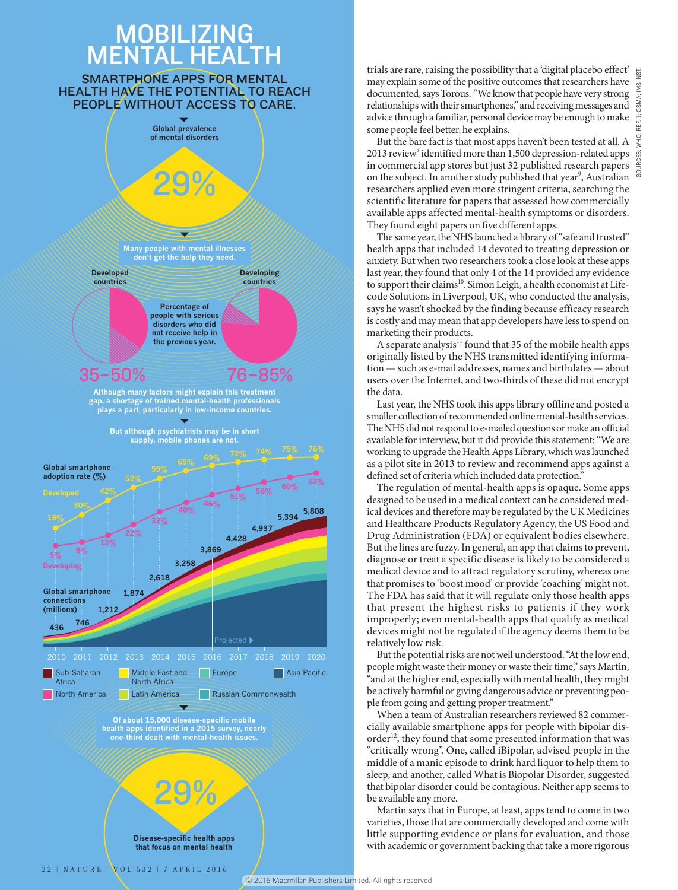# MOBILIZING MENTAL HEALTH

SMARTPHONE APPS FOR MENTAL HEALTH HAVE THE POTENTIAL TO REACH PEOPLE WITHOUT ACCESS TO CARE.

Global prevalence of mental disorders

29%

Many people with mental illnesses don't get the help they need.

Developed countries

Developing countries

Percentage of people with serious disorders who did not receive help in the previous year.

35–50%

76–85%

Although many factors might explain this treatment gap, a shortage of trained mental-health professionals plays a part, particularly in low-income countries.

But although psychiatrists may be in short supply, mobile phones are not.

Global smartphone adoption rate (%)

Developed

19% 30% 42% 52% 59% 65% 69% 72% 74% 75% 76%

Developing

5% 8% 13% 22% 32% 40% 46% 51% 56% 60% 63%

Global smartphone connections (millions)

436 746 1,212 1,874 2,618 3,258 3,869 4,428 4,937 5,394 5,808

Projected

2010 2011 2012 2013 2014 2015 2016 2017 2018 2019 2020

Sub-Saharan Africa | Middle East and North Africa | Europe | Asia Pacific | North America | Latin America | Russian Commonwealth

Of about 15,000 disease-specific mobile health apps identified in a 2015 survey, nearly one-third dealt with mental-health issues.

29%

Disease-specific health apps that focus on mental health

SOURCES: WHO; REF. 1; GSMA; IMS INST.

trials are rare, raising the possibility that a 'digital placebo effect' may explain some of the positive outcomes that researchers have documented, says Torous. "We know that people have very strong relationships with their smartphones," and receiving messages and advice through a familiar, personal device may be enough to make some people feel better, he explains.

But the bare fact is that most apps haven't been tested at all. A 2013 review[8] identified more than 1,500 depression-related apps in commercial app stores but just 32 published research papers on the subject. In another study published that year[9], Australian researchers applied even more stringent criteria, searching the scientific literature for papers that assessed how commercially available apps affected mental-health symptoms or disorders. They found eight papers on five different apps.

The same year, the NHS launched a library of "safe and trusted" health apps that included 14 devoted to treating depression or anxiety. But when two researchers took a close look at these apps last year, they found that only 4 of the 14 provided any evidence to support their claims[10]. Simon Leigh, a health economist at Lifecode Solutions in Liverpool, UK, who conducted the analysis, says he wasn't shocked by the finding because efficacy research is costly and may mean that app developers have less to spend on marketing their products.

A separate analysis[11] found that 35 of the mobile health apps originally listed by the NHS transmitted identifying information — such as e-mail addresses, names and birthdates — about users over the Internet, and two-thirds of these did not encrypt the data.

Last year, the NHS took this apps library offline and posted a smaller collection of recommended online mental-health services. The NHS did not respond to e-mailed questions or make an official available for interview, but it did provide this statement: "We are working to upgrade the Health Apps Library, which was launched as a pilot site in 2013 to review and recommend apps against a defined set of criteria which included data protection."

The regulation of mental-health apps is opaque. Some apps designed to be used in a medical context can be considered medical devices and therefore may be regulated by the UK Medicines and Healthcare Products Regulatory Agency, the US Food and Drug Administration (FDA) or equivalent bodies elsewhere. But the lines are fuzzy. In general, an app that claims to prevent, diagnose or treat a specific disease is likely to be considered a medical device and to attract regulatory scrutiny, whereas one that promises to 'boost mood' or provide 'coaching' might not. The FDA has said that it will regulate only those health apps that present the highest risks to patients if they work improperly; even mental-health apps that qualify as medical devices might not be regulated if the agency deems them to be relatively low risk.

But the potential risks are not well understood. "At the low end, people might waste their money or waste their time," says Martin, "and at the higher end, especially with mental health, they might be actively harmful or giving dangerous advice or preventing people from going and getting proper treatment."

When a team of Australian researchers reviewed 82 commercially available smartphone apps for people with bipolar disorder[12], they found that some presented information that was "critically wrong". One, called iBipolar, advised people in the middle of a manic episode to drink hard liquor to help them to sleep, and another, called What is Biopolar Disorder, suggested that bipolar disorder could be contagious. Neither app seems to be available any more.

Martin says that in Europe, at least, apps tend to come in two varieties, those that are commercially developed and come with little supporting evidence or plans for evaluation, and those with academic or government backing that take a more rigorous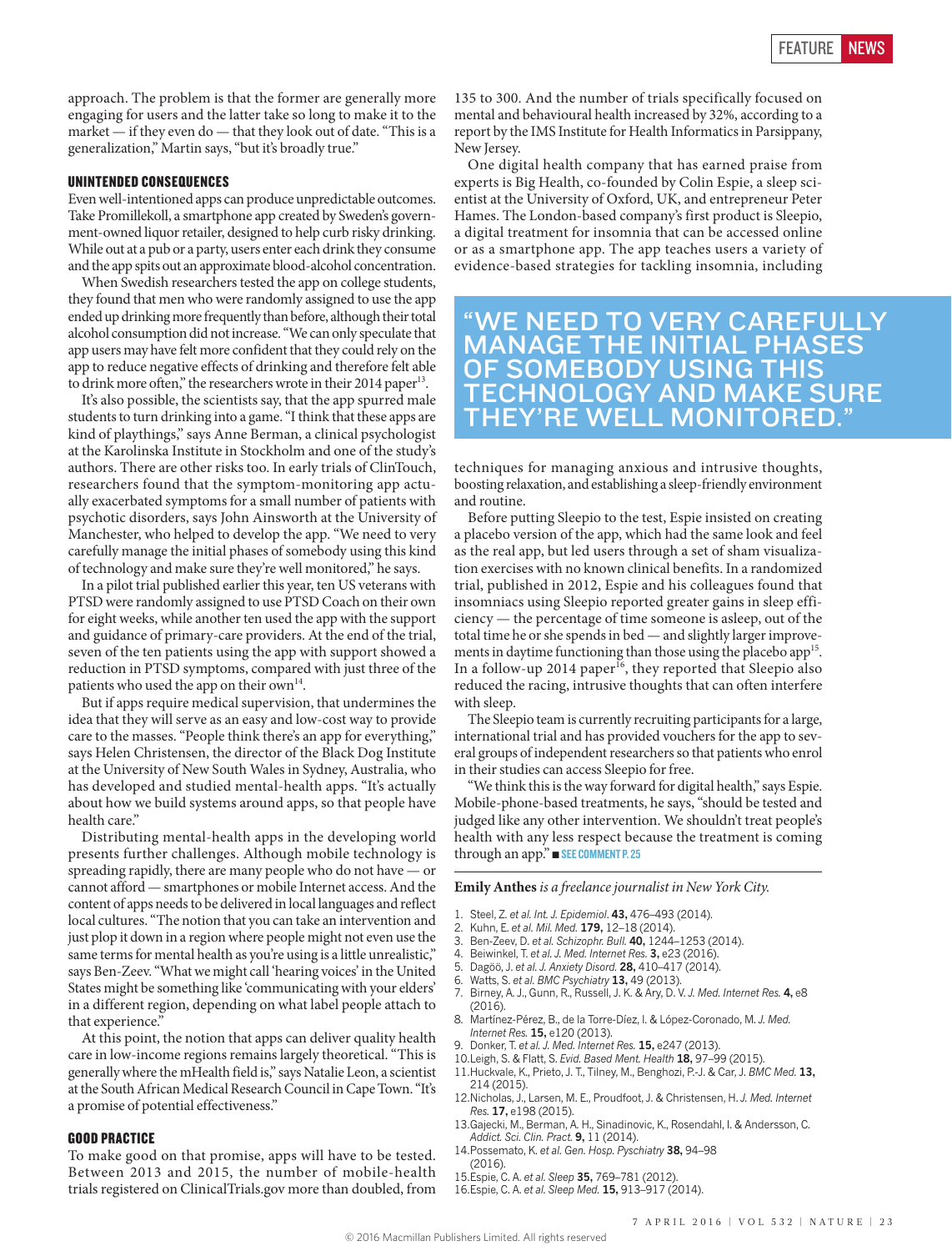approach. The problem is that the former are generally more engaging for users and the latter take so long to make it to the market — if they even do — that they look out of date. "This is a generalization," Martin says, "but it's broadly true."

### UNINTENDED CONSEQUENCES

Even well-intentioned apps can produce unpredictable outcomes. Take Promillekoll, a smartphone app created by Sweden's government-owned liquor retailer, designed to help curb risky drinking. While out at a pub or a party, users enter each drink they consume and the app spits out an approximate blood-alcohol concentration.

When Swedish researchers tested the app on college students, they found that men who were randomly assigned to use the app ended up drinking more frequently than before, although their total alcohol consumption did not increase. "We can only speculate that app users may have felt more confident that they could rely on the app to reduce negative effects of drinking and therefore felt able to drink more often," the researchers wrote in their 2014 paper[13].

It's also possible, the scientists say, that the app spurred male students to turn drinking into a game. "I think that these apps are kind of playthings," says Anne Berman, a clinical psychologist at the Karolinska Institute in Stockholm and one of the study's authors. There are other risks too. In early trials of ClinTouch, researchers found that the symptom-monitoring app actually exacerbated symptoms for a small number of patients with psychotic disorders, says John Ainsworth at the University of Manchester, who helped to develop the app. "We need to very carefully manage the initial phases of somebody using this kind of technology and make sure they're well monitored," he says.

In a pilot trial published earlier this year, ten US veterans with PTSD were randomly assigned to use PTSD Coach on their own for eight weeks, while another ten used the app with the support and guidance of primary-care providers. At the end of the trial, seven of the ten patients using the app with support showed a reduction in PTSD symptoms, compared with just three of the patients who used the app on their own[14].

But if apps require medical supervision, that undermines the idea that they will serve as an easy and low-cost way to provide care to the masses. "People think there's an app for everything," says Helen Christensen, the director of the Black Dog Institute at the University of New South Wales in Sydney, Australia, who has developed and studied mental-health apps. "It's actually about how we build systems around apps, so that people have health care."

Distributing mental-health apps in the developing world presents further challenges. Although mobile technology is spreading rapidly, there are many people who do not have — or cannot afford — smartphones or mobile Internet access. And the content of apps needs to be delivered in local languages and reflect local cultures. "The notion that you can take an intervention and just plop it down in a region where people might not even use the same terms for mental health as you're using is a little unrealistic," says Ben-Zeev. "What we might call 'hearing voices' in the United States might be something like 'communicating with your elders' in a different region, depending on what label people attach to that experience."

At this point, the notion that apps can deliver quality health care in low-income regions remains largely theoretical. "This is generally where the mHealth field is," says Natalie Leon, a scientist at the South African Medical Research Council in Cape Town. "It's a promise of potential effectiveness."

### GOOD PRACTICE

To make good on that promise, apps will have to be tested. Between 2013 and 2015, the number of mobile-health trials registered on ClinicalTrials.gov more than doubled, from 135 to 300. And the number of trials specifically focused on mental and behavioural health increased by 32%, according to a report by the IMS Institute for Health Informatics in Parsippany, New Jersey.

One digital health company that has earned praise from experts is Big Health, co-founded by Colin Espie, a sleep scientist at the University of Oxford, UK, and entrepreneur Peter Hames. The London-based company's first product is Sleepio, a digital treatment for insomnia that can be accessed online or as a smartphone app. The app teaches users a variety of evidence-based strategies for tackling insomnia, including techniques for managing anxious and intrusive thoughts, boosting relaxation, and establishing a sleep-friendly environment and routine.

> "WE NEED TO VERY CAREFULLY MANAGE THE INITIAL PHASES OF SOMEBODY USING THIS TECHNOLOGY AND MAKE SURE THEY'RE WELL MONITORED."

Before putting Sleepio to the test, Espie insisted on creating a placebo version of the app, which had the same look and feel as the real app, but led users through a set of sham visualization exercises with no known clinical benefits. In a randomized trial, published in 2012, Espie and his colleagues found that insomniacs using Sleepio reported greater gains in sleep efficiency — the percentage of time someone is asleep, out of the total time he or she spends in bed — and slightly larger improvements in daytime functioning than those using the placebo app[15]. In a follow-up 2014 paper[16], they reported that Sleepio also reduced the racing, intrusive thoughts that can often interfere with sleep.

The Sleepio team is currently recruiting participants for a large, international trial and has provided vouchers for the app to several groups of independent researchers so that patients who enrol in their studies can access Sleepio for free.

"We think this is the way forward for digital health," says Espie. Mobile-phone-based treatments, he says, "should be tested and judged like any other intervention. We shouldn't treat people's health with any less respect because the treatment is coming through an app." ■ **SEE COMMENT P. 25**

**Emily Anthes** *is a freelance journalist in New York City.*

1. Steel, Z. *et al. Int. J. Epidemiol.* **43,** 476–493 (2014).
2. Kuhn, E. *et al. Mil. Med.* **179,** 12–18 (2014).
3. Ben-Zeev, D. *et al. Schizophr. Bull.* **40,** 1244–1253 (2014).
4. Beiwinkel, T. *et al. J. Med. Internet Res.* **3,** e23 (2016).
5. Dagöö, J. *et al. J. Anxiety Disord.* **28,** 410–417 (2014).
6. Watts, S. *et al. BMC Psychiatry* **13,** 49 (2013).
7. Birney, A. J., Gunn, R., Russell, J. K. & Ary, D. V. *J. Med. Internet Res.* **4,** e8 (2016).
8. Martínez-Pérez, B., de la Torre-Díez, I. & López-Coronado, M. *J. Med. Internet Res.* **15,** e120 (2013).
9. Donker, T. *et al. J. Med. Internet Res.* **15,** e247 (2013).
10. Leigh, S. & Flatt, S. *Evid. Based Ment. Health* **18,** 97–99 (2015).
11. Huckvale, K., Prieto, J. T., Tilney, M., Benghozi, P.-J. & Car, J. *BMC Med.* **13,** 214 (2015).
12. Nicholas, J., Larsen, M. E., Proudfoot, J. & Christensen, H. *J. Med. Internet Res.* **17,** e198 (2015).
13. Gajecki, M., Berman, A. H., Sinadinovic, K., Rosendahl, I. & Andersson, C. *Addict. Sci. Clin. Pract.* **9,** 11 (2014).
14. Possemato, K. *et al. Gen. Hosp. Psychiatry* **38,** 94–98 (2016).
15. Espie, C. A. *et al. Sleep* **35,** 769–781 (2012).
16. Espie, C. A. *et al. Sleep Med.* **15,** 913–917 (2014).